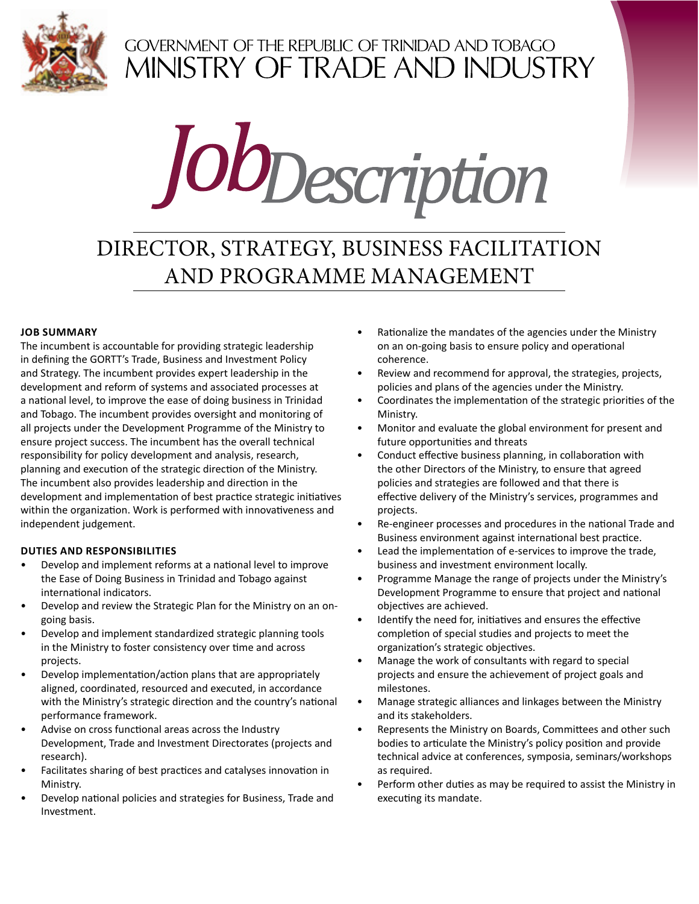GOVERNMENT OF THE REPUBLIC OF TRINIDAD AND TOBAGO

MINISTRY OF TRADE AND INDUSTRY

# *Job Description*

## DIRECTOR, STRATEGY, BUSINESS FACILITATION AND PROGRAMME MANAGEMENT

**JOB SUMMARY**

The incumbent is accountable for providing strategic leadership in defining the GORTT's Trade, Business and Investment Policy and Strategy. The incumbent provides expert leadership in the development and reform of systems and associated processes at a national level, to improve the ease of doing business in Trinidad and Tobago. The incumbent provides oversight and monitoring of all projects under the Development Programme of the Ministry to ensure project success. The incumbent has the overall technical responsibility for policy development and analysis, research, planning and execution of the strategic direction of the Ministry. The incumbent also provides leadership and direction in the development and implementation of best practice strategic initiatives within the organization. Work is performed with innovativeness and independent judgement.

**DUTIES AND RESPONSIBILITIES**

- Develop and implement reforms at a national level to improve the Ease of Doing Business in Trinidad and Tobago against international indicators.
- Develop and review the Strategic Plan for the Ministry on an on-going basis.
- Develop and implement standardized strategic planning tools in the Ministry to foster consistency over time and across projects.
- Develop implementation/action plans that are appropriately aligned, coordinated, resourced and executed, in accordance with the Ministry's strategic direction and the country's national performance framework.
- Advise on cross functional areas across the Industry Development, Trade and Investment Directorates (projects and research).
- Facilitates sharing of best practices and catalyses innovation in Ministry.
- Develop national policies and strategies for Business, Trade and Investment.
- Rationalize the mandates of the agencies under the Ministry on an on-going basis to ensure policy and operational coherence.
- Review and recommend for approval, the strategies, projects, policies and plans of the agencies under the Ministry.
- Coordinates the implementation of the strategic priorities of the Ministry.
- Monitor and evaluate the global environment for present and future opportunities and threats
- Conduct effective business planning, in collaboration with the other Directors of the Ministry, to ensure that agreed policies and strategies are followed and that there is effective delivery of the Ministry's services, programmes and projects.
- Re-engineer processes and procedures in the national Trade and Business environment against international best practice.
- Lead the implementation of e-services to improve the trade, business and investment environment locally.
- Programme Manage the range of projects under the Ministry's Development Programme to ensure that project and national objectives are achieved.
- Identify the need for, initiatives and ensures the effective completion of special studies and projects to meet the organization's strategic objectives.
- Manage the work of consultants with regard to special projects and ensure the achievement of project goals and milestones.
- Manage strategic alliances and linkages between the Ministry and its stakeholders.
- Represents the Ministry on Boards, Committees and other such bodies to articulate the Ministry's policy position and provide technical advice at conferences, symposia, seminars/workshops as required.
- Perform other duties as may be required to assist the Ministry in executing its mandate.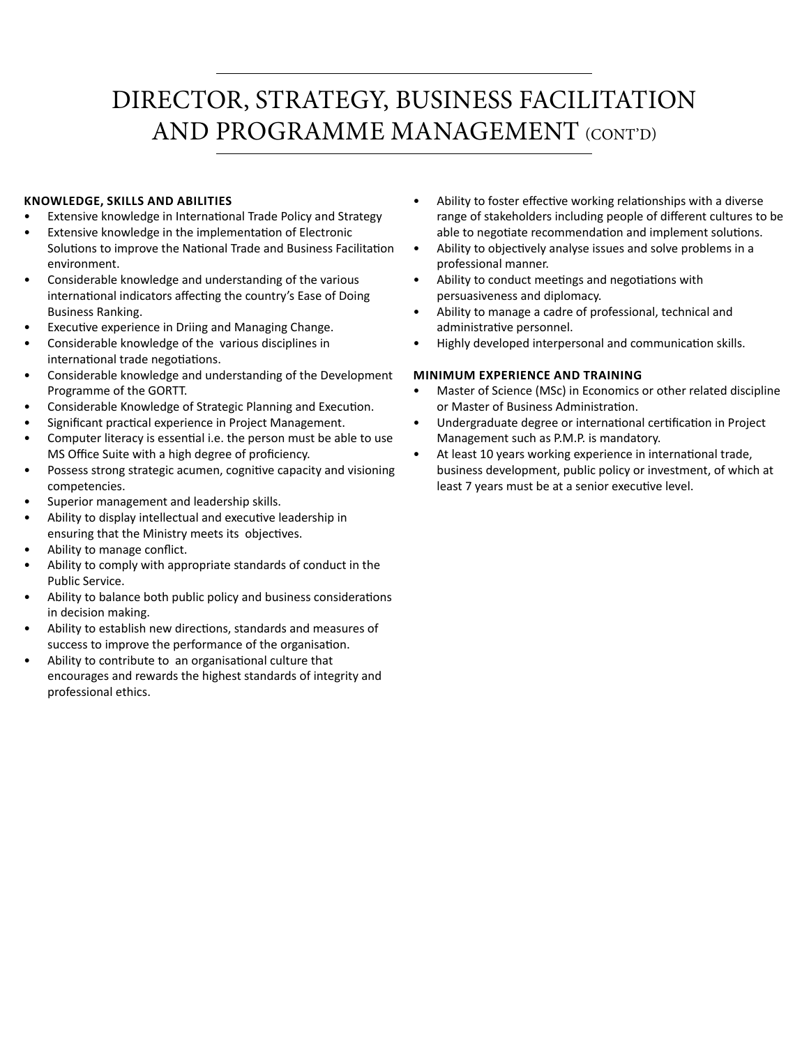# DIRECTOR, STRATEGY, BUSINESS FACILITATION AND PROGRAMME MANAGEMENT (CONT'D)

**KNOWLEDGE, SKILLS AND ABILITIES**

- Extensive knowledge in International Trade Policy and Strategy
- Extensive knowledge in the implementation of Electronic Solutions to improve the National Trade and Business Facilitation environment.
- Considerable knowledge and understanding of the various international indicators affecting the country's Ease of Doing Business Ranking.
- Executive experience in Driing and Managing Change.
- Considerable knowledge of the various disciplines in international trade negotiations.
- Considerable knowledge and understanding of the Development Programme of the GORTT.
- Considerable Knowledge of Strategic Planning and Execution.
- Significant practical experience in Project Management.
- Computer literacy is essential i.e. the person must be able to use MS Office Suite with a high degree of proficiency.
- Possess strong strategic acumen, cognitive capacity and visioning competencies.
- Superior management and leadership skills.
- Ability to display intellectual and executive leadership in ensuring that the Ministry meets its objectives.
- Ability to manage conflict.
- Ability to comply with appropriate standards of conduct in the Public Service.
- Ability to balance both public policy and business considerations in decision making.
- Ability to establish new directions, standards and measures of success to improve the performance of the organisation.
- Ability to contribute to an organisational culture that encourages and rewards the highest standards of integrity and professional ethics.
- Ability to foster effective working relationships with a diverse range of stakeholders including people of different cultures to be able to negotiate recommendation and implement solutions.
- Ability to objectively analyse issues and solve problems in a professional manner.
- Ability to conduct meetings and negotiations with persuasiveness and diplomacy.
- Ability to manage a cadre of professional, technical and administrative personnel.
- Highly developed interpersonal and communication skills.

**MINIMUM EXPERIENCE AND TRAINING**

- Master of Science (MSc) in Economics or other related discipline or Master of Business Administration.
- Undergraduate degree or international certification in Project Management such as P.M.P. is mandatory.
- At least 10 years working experience in international trade, business development, public policy or investment, of which at least 7 years must be at a senior executive level.